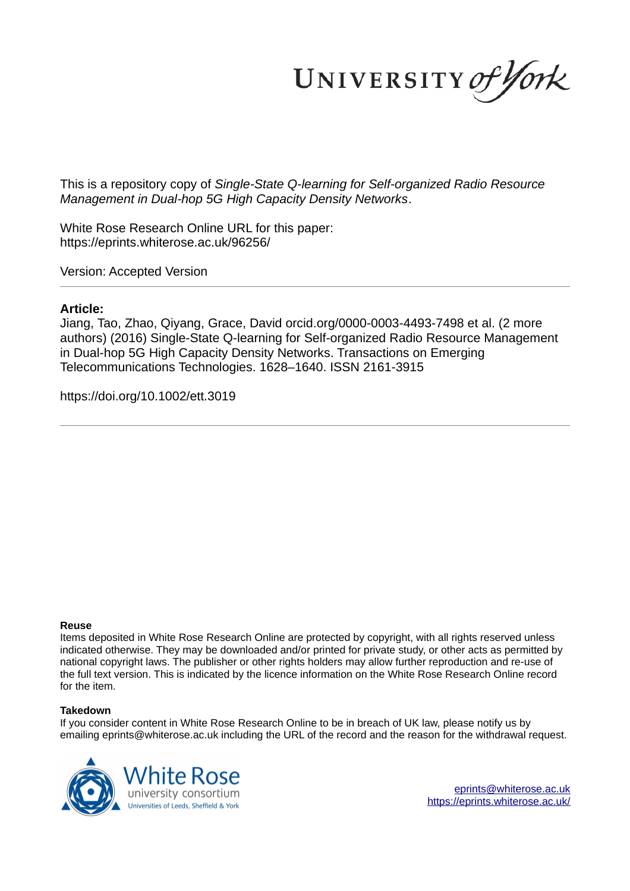UNIVERSITY of York

This is a repository copy of *Single-State Q-learning for Self-organized Radio Resource Management in Dual-hop 5G High Capacity Density Networks*.

White Rose Research Online URL for this paper:
https://eprints.whiterose.ac.uk/96256/

Version: Accepted Version

**Article:**

Jiang, Tao, Zhao, Qiyang, Grace, David orcid.org/0000-0003-4493-7498 et al. (2 more authors) (2016) Single-State Q-learning for Self-organized Radio Resource Management in Dual-hop 5G High Capacity Density Networks. Transactions on Emerging Telecommunications Technologies. 1628–1640. ISSN 2161-3915

https://doi.org/10.1002/ett.3019

**Reuse**

Items deposited in White Rose Research Online are protected by copyright, with all rights reserved unless indicated otherwise. They may be downloaded and/or printed for private study, or other acts as permitted by national copyright laws. The publisher or other rights holders may allow further reproduction and re-use of the full text version. This is indicated by the licence information on the White Rose Research Online record for the item.

**Takedown**

If you consider content in White Rose Research Online to be in breach of UK law, please notify us by emailing eprints@whiterose.ac.uk including the URL of the record and the reason for the withdrawal request.

White Rose university consortium
Universities of Leeds, Sheffield & York

eprints@whiterose.ac.uk
https://eprints.whiterose.ac.uk/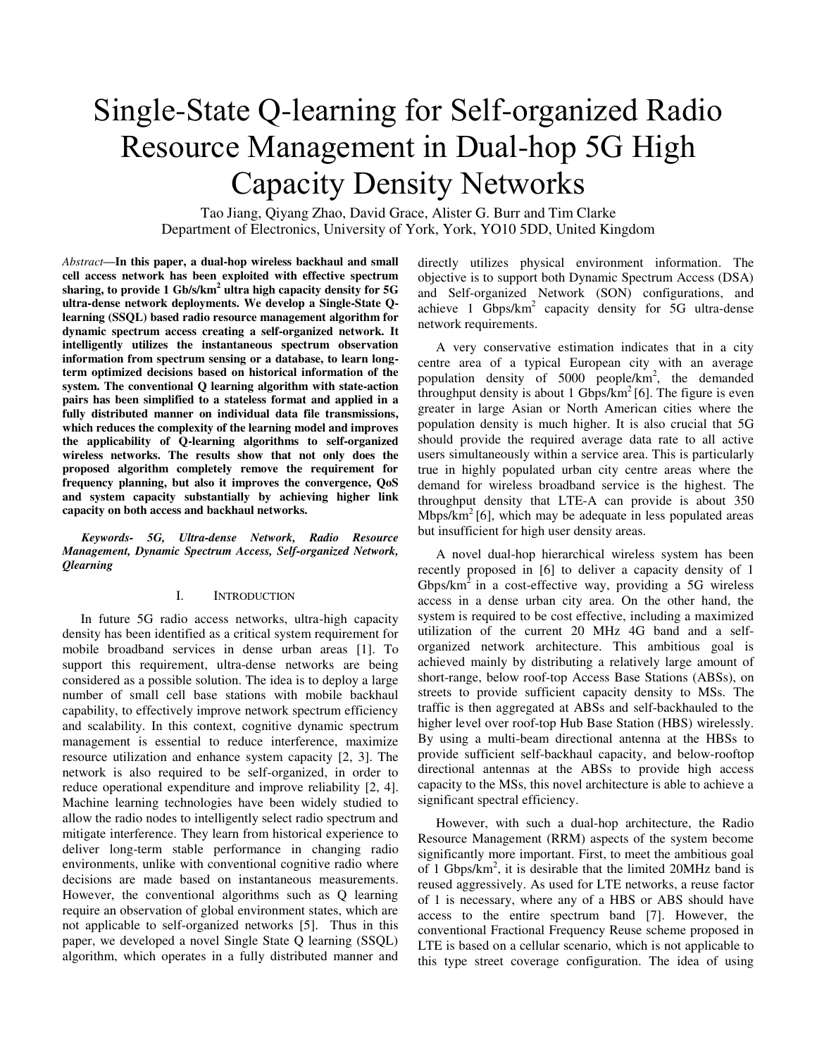# Single-State Q-learning for Self-organized Radio Resource Management in Dual-hop 5G High Capacity Density Networks

Tao Jiang, Qiyang Zhao, David Grace, Alister G. Burr and Tim Clarke
Department of Electronics, University of York, York, YO10 5DD, United Kingdom

*Abstract*—**In this paper, a dual-hop wireless backhaul and small cell access network has been exploited with effective spectrum sharing, to provide 1 Gb/s/km$^2$ ultra high capacity density for 5G ultra-dense network deployments. We develop a Single-State Q-learning (SSQL) based radio resource management algorithm for dynamic spectrum access creating a self-organized network. It intelligently utilizes the instantaneous spectrum observation information from spectrum sensing or a database, to learn long-term optimized decisions based on historical information of the system. The conventional Q learning algorithm with state-action pairs has been simplified to a stateless format and applied in a fully distributed manner on individual data file transmissions, which reduces the complexity of the learning model and improves the applicability of Q-learning algorithms to self-organized wireless networks. The results show that not only does the proposed algorithm completely remove the requirement for frequency planning, but also it improves the convergence, QoS and system capacity substantially by achieving higher link capacity on both access and backhaul networks.**

***Keywords- 5G, Ultra-dense Network, Radio Resource Management, Dynamic Spectrum Access, Self-organized Network, Qlearning***

## I. INTRODUCTION

In future 5G radio access networks, ultra-high capacity density has been identified as a critical system requirement for mobile broadband services in dense urban areas [1]. To support this requirement, ultra-dense networks are being considered as a possible solution. The idea is to deploy a large number of small cell base stations with mobile backhaul capability, to effectively improve network spectrum efficiency and scalability. In this context, cognitive dynamic spectrum management is essential to reduce interference, maximize resource utilization and enhance system capacity [2, 3]. The network is also required to be self-organized, in order to reduce operational expenditure and improve reliability [2, 4]. Machine learning technologies have been widely studied to allow the radio nodes to intelligently select radio spectrum and mitigate interference. They learn from historical experience to deliver long-term stable performance in changing radio environments, unlike with conventional cognitive radio where decisions are made based on instantaneous measurements. However, the conventional algorithms such as Q learning require an observation of global environment states, which are not applicable to self-organized networks [5]. Thus in this paper, we developed a novel Single State Q learning (SSQL) algorithm, which operates in a fully distributed manner and directly utilizes physical environment information. The objective is to support both Dynamic Spectrum Access (DSA) and Self-organized Network (SON) configurations, and achieve 1 Gbps/km$^2$ capacity density for 5G ultra-dense network requirements.

A very conservative estimation indicates that in a city centre area of a typical European city with an average population density of 5000 people/km$^2$, the demanded throughput density is about 1 Gbps/km$^2$ [6]. The figure is even greater in large Asian or North American cities where the population density is much higher. It is also crucial that 5G should provide the required average data rate to all active users simultaneously within a service area. This is particularly true in highly populated urban city centre areas where the demand for wireless broadband service is the highest. The throughput density that LTE-A can provide is about 350 Mbps/km$^2$ [6], which may be adequate in less populated areas but insufficient for high user density areas.

A novel dual-hop hierarchical wireless system has been recently proposed in [6] to deliver a capacity density of 1 Gbps/km$^2$ in a cost-effective way, providing a 5G wireless access in a dense urban city area. On the other hand, the system is required to be cost effective, including a maximized utilization of the current 20 MHz 4G band and a self-organized network architecture. This ambitious goal is achieved mainly by distributing a relatively large amount of short-range, below roof-top Access Base Stations (ABSs), on streets to provide sufficient capacity density to MSs. The traffic is then aggregated at ABSs and self-backhauled to the higher level over roof-top Hub Base Station (HBS) wirelessly. By using a multi-beam directional antenna at the HBSs to provide sufficient self-backhaul capacity, and below-rooftop directional antennas at the ABSs to provide high access capacity to the MSs, this novel architecture is able to achieve a significant spectral efficiency.

However, with such a dual-hop architecture, the Radio Resource Management (RRM) aspects of the system become significantly more important. First, to meet the ambitious goal of 1 Gbps/km$^2$, it is desirable that the limited 20MHz band is reused aggressively. As used for LTE networks, a reuse factor of 1 is necessary, where any of a HBS or ABS should have access to the entire spectrum band [7]. However, the conventional Fractional Frequency Reuse scheme proposed in LTE is based on a cellular scenario, which is not applicable to this type street coverage configuration. The idea of using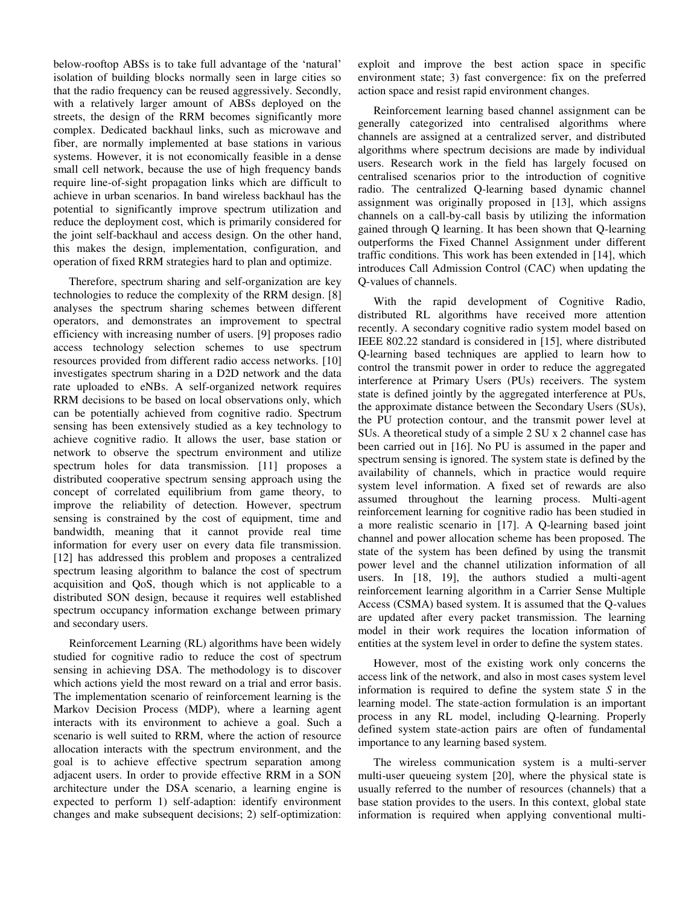below-rooftop ABSs is to take full advantage of the 'natural' isolation of building blocks normally seen in large cities so that the radio frequency can be reused aggressively. Secondly, with a relatively larger amount of ABSs deployed on the streets, the design of the RRM becomes significantly more complex. Dedicated backhaul links, such as microwave and fiber, are normally implemented at base stations in various systems. However, it is not economically feasible in a dense small cell network, because the use of high frequency bands require line-of-sight propagation links which are difficult to achieve in urban scenarios. In band wireless backhaul has the potential to significantly improve spectrum utilization and reduce the deployment cost, which is primarily considered for the joint self-backhaul and access design. On the other hand, this makes the design, implementation, configuration, and operation of fixed RRM strategies hard to plan and optimize.

Therefore, spectrum sharing and self-organization are key technologies to reduce the complexity of the RRM design. [8] analyses the spectrum sharing schemes between different operators, and demonstrates an improvement to spectral efficiency with increasing number of users. [9] proposes radio access technology selection schemes to use spectrum resources provided from different radio access networks. [10] investigates spectrum sharing in a D2D network and the data rate uploaded to eNBs. A self-organized network requires RRM decisions to be based on local observations only, which can be potentially achieved from cognitive radio. Spectrum sensing has been extensively studied as a key technology to achieve cognitive radio. It allows the user, base station or network to observe the spectrum environment and utilize spectrum holes for data transmission. [11] proposes a distributed cooperative spectrum sensing approach using the concept of correlated equilibrium from game theory, to improve the reliability of detection. However, spectrum sensing is constrained by the cost of equipment, time and bandwidth, meaning that it cannot provide real time information for every user on every data file transmission. [12] has addressed this problem and proposes a centralized spectrum leasing algorithm to balance the cost of spectrum acquisition and QoS, though which is not applicable to a distributed SON design, because it requires well established spectrum occupancy information exchange between primary and secondary users.

Reinforcement Learning (RL) algorithms have been widely studied for cognitive radio to reduce the cost of spectrum sensing in achieving DSA. The methodology is to discover which actions yield the most reward on a trial and error basis. The implementation scenario of reinforcement learning is the Markov Decision Process (MDP), where a learning agent interacts with its environment to achieve a goal. Such a scenario is well suited to RRM, where the action of resource allocation interacts with the spectrum environment, and the goal is to achieve effective spectrum separation among adjacent users. In order to provide effective RRM in a SON architecture under the DSA scenario, a learning engine is expected to perform 1) self-adaption: identify environment changes and make subsequent decisions; 2) self-optimization: exploit and improve the best action space in specific environment state; 3) fast convergence: fix on the preferred action space and resist rapid environment changes.

Reinforcement learning based channel assignment can be generally categorized into centralised algorithms where channels are assigned at a centralized server, and distributed algorithms where spectrum decisions are made by individual users. Research work in the field has largely focused on centralised scenarios prior to the introduction of cognitive radio. The centralized Q-learning based dynamic channel assignment was originally proposed in [13], which assigns channels on a call-by-call basis by utilizing the information gained through Q learning. It has been shown that Q-learning outperforms the Fixed Channel Assignment under different traffic conditions. This work has been extended in [14], which introduces Call Admission Control (CAC) when updating the Q-values of channels.

With the rapid development of Cognitive Radio, distributed RL algorithms have received more attention recently. A secondary cognitive radio system model based on IEEE 802.22 standard is considered in [15], where distributed Q-learning based techniques are applied to learn how to control the transmit power in order to reduce the aggregated interference at Primary Users (PUs) receivers. The system state is defined jointly by the aggregated interference at PUs, the approximate distance between the Secondary Users (SUs), the PU protection contour, and the transmit power level at SUs. A theoretical study of a simple 2 SU x 2 channel case has been carried out in [16]. No PU is assumed in the paper and spectrum sensing is ignored. The system state is defined by the availability of channels, which in practice would require system level information. A fixed set of rewards are also assumed throughout the learning process. Multi-agent reinforcement learning for cognitive radio has been studied in a more realistic scenario in [17]. A Q-learning based joint channel and power allocation scheme has been proposed. The state of the system has been defined by using the transmit power level and the channel utilization information of all users. In [18, 19], the authors studied a multi-agent reinforcement learning algorithm in a Carrier Sense Multiple Access (CSMA) based system. It is assumed that the Q-values are updated after every packet transmission. The learning model in their work requires the location information of entities at the system level in order to define the system states.

However, most of the existing work only concerns the access link of the network, and also in most cases system level information is required to define the system state $S$ in the learning model. The state-action formulation is an important process in any RL model, including Q-learning. Properly defined system state-action pairs are often of fundamental importance to any learning based system.

The wireless communication system is a multi-server multi-user queueing system [20], where the physical state is usually referred to the number of resources (channels) that a base station provides to the users. In this context, global state information is required when applying conventional multi-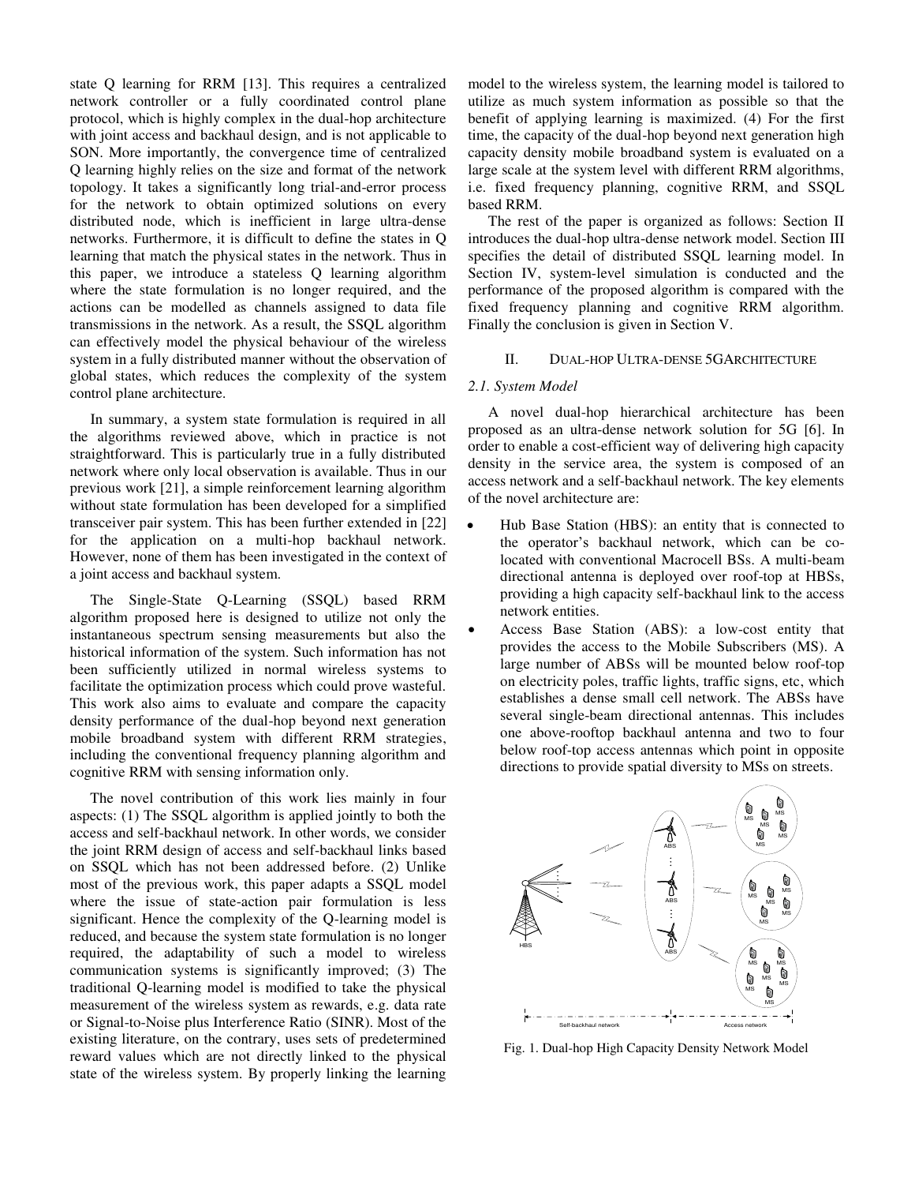state Q learning for RRM [13]. This requires a centralized network controller or a fully coordinated control plane protocol, which is highly complex in the dual-hop architecture with joint access and backhaul design, and is not applicable to SON. More importantly, the convergence time of centralized Q learning highly relies on the size and format of the network topology. It takes a significantly long trial-and-error process for the network to obtain optimized solutions on every distributed node, which is inefficient in large ultra-dense networks. Furthermore, it is difficult to define the states in Q learning that match the physical states in the network. Thus in this paper, we introduce a stateless Q learning algorithm where the state formulation is no longer required, and the actions can be modelled as channels assigned to data file transmissions in the network. As a result, the SSQL algorithm can effectively model the physical behaviour of the wireless system in a fully distributed manner without the observation of global states, which reduces the complexity of the system control plane architecture.

In summary, a system state formulation is required in all the algorithms reviewed above, which in practice is not straightforward. This is particularly true in a fully distributed network where only local observation is available. Thus in our previous work [21], a simple reinforcement learning algorithm without state formulation has been developed for a simplified transceiver pair system. This has been further extended in [22] for the application on a multi-hop backhaul network. However, none of them has been investigated in the context of a joint access and backhaul system.

The Single-State Q-Learning (SSQL) based RRM algorithm proposed here is designed to utilize not only the instantaneous spectrum sensing measurements but also the historical information of the system. Such information has not been sufficiently utilized in normal wireless systems to facilitate the optimization process which could prove wasteful. This work also aims to evaluate and compare the capacity density performance of the dual-hop beyond next generation mobile broadband system with different RRM strategies, including the conventional frequency planning algorithm and cognitive RRM with sensing information only.

The novel contribution of this work lies mainly in four aspects: (1) The SSQL algorithm is applied jointly to both the access and self-backhaul network. In other words, we consider the joint RRM design of access and self-backhaul links based on SSQL which has not been addressed before. (2) Unlike most of the previous work, this paper adapts a SSQL model where the issue of state-action pair formulation is less significant. Hence the complexity of the Q-learning model is reduced, and because the system state formulation is no longer required, the adaptability of such a model to wireless communication systems is significantly improved; (3) The traditional Q-learning model is modified to take the physical measurement of the wireless system as rewards, e.g. data rate or Signal-to-Noise plus Interference Ratio (SINR). Most of the existing literature, on the contrary, uses sets of predetermined reward values which are not directly linked to the physical state of the wireless system. By properly linking the learning model to the wireless system, the learning model is tailored to utilize as much system information as possible so that the benefit of applying learning is maximized. (4) For the first time, the capacity of the dual-hop beyond next generation high capacity density mobile broadband system is evaluated on a large scale at the system level with different RRM algorithms, i.e. fixed frequency planning, cognitive RRM, and SSQL based RRM.

The rest of the paper is organized as follows: Section II introduces the dual-hop ultra-dense network model. Section III specifies the detail of distributed SSQL learning model. In Section IV, system-level simulation is conducted and the performance of the proposed algorithm is compared with the fixed frequency planning and cognitive RRM algorithm. Finally the conclusion is given in Section V.

## II. Dual-hop Ultra-dense 5G Architecture

### *2.1. System Model*

A novel dual-hop hierarchical architecture has been proposed as an ultra-dense network solution for 5G [6]. In order to enable a cost-efficient way of delivering high capacity density in the service area, the system is composed of an access network and a self-backhaul network. The key elements of the novel architecture are:

- Hub Base Station (HBS): an entity that is connected to the operator's backhaul network, which can be co-located with conventional Macrocell BSs. A multi-beam directional antenna is deployed over roof-top at HBSs, providing a high capacity self-backhaul link to the access network entities.
- Access Base Station (ABS): a low-cost entity that provides the access to the Mobile Subscribers (MS). A large number of ABSs will be mounted below roof-top on electricity poles, traffic lights, traffic signs, etc, which establishes a dense small cell network. The ABSs have several single-beam directional antennas. This includes one above-rooftop backhaul antenna and two to four below roof-top access antennas which point in opposite directions to provide spatial diversity to MSs on streets.

Fig. 1. Dual-hop High Capacity Density Network Model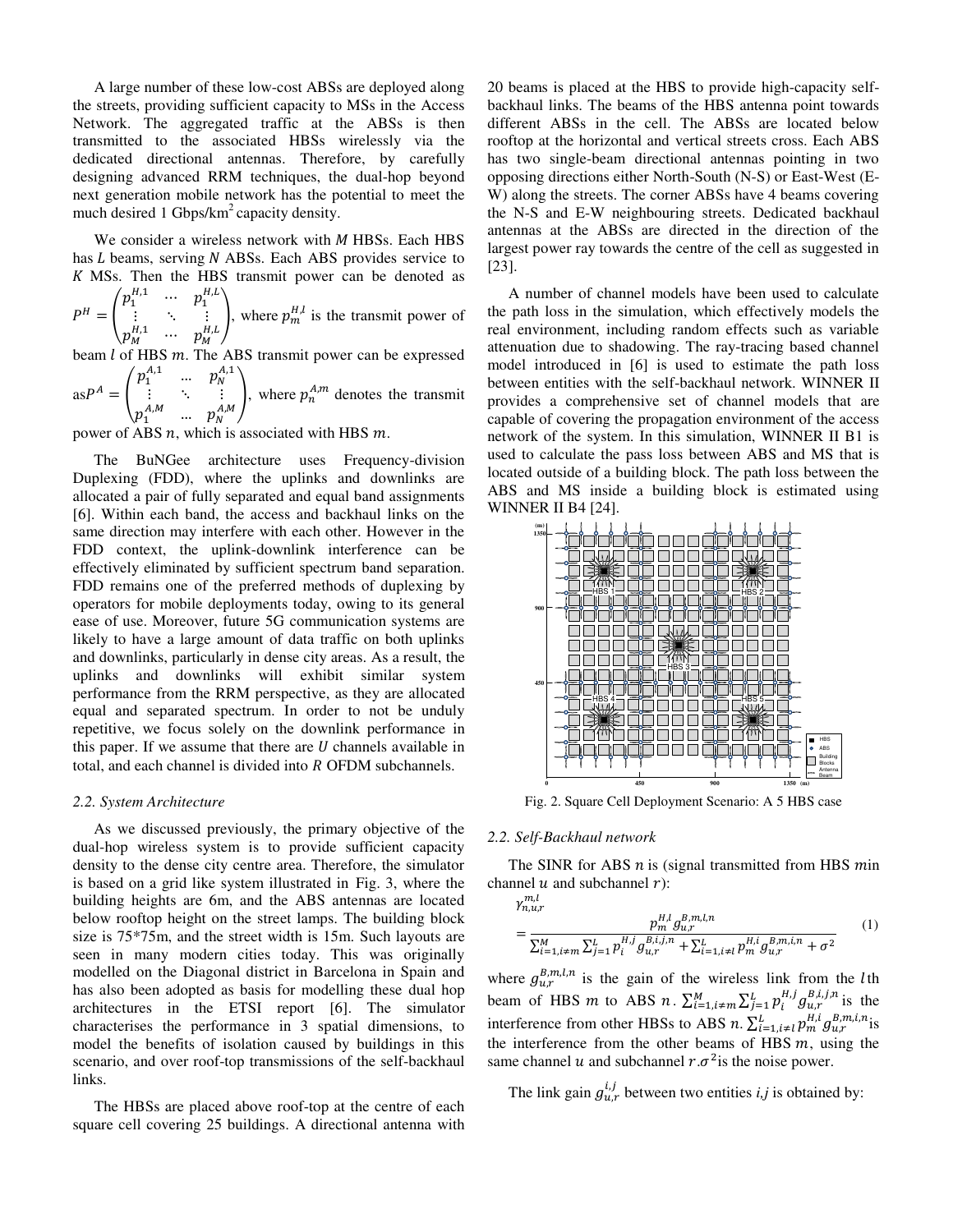A large number of these low-cost ABSs are deployed along the streets, providing sufficient capacity to MSs in the Access Network. The aggregated traffic at the ABSs is then transmitted to the associated HBSs wirelessly via the dedicated directional antennas. Therefore, by carefully designing advanced RRM techniques, the dual-hop beyond next generation mobile network has the potential to meet the much desired 1 Gbps/km$^2$ capacity density.

We consider a wireless network with $M$ HBSs. Each HBS has $L$ beams, serving $N$ ABSs. Each ABS provides service to $K$ MSs. Then the HBS transmit power can be denoted as $P^H = \begin{pmatrix} p_1^{H,1} & \cdots & p_1^{H,L} \\ \vdots & \ddots & \vdots \\ p_M^{H,1} & \cdots & p_M^{H,L} \end{pmatrix}$, where $p_m^{H,l}$ is the transmit power of beam $l$ of HBS $m$. The ABS transmit power can be expressed as $P^A = \begin{pmatrix} p_1^{A,1} & \cdots & p_N^{A,1} \\ \vdots & \ddots & \vdots \\ p_1^{A,M} & \cdots & p_N^{A,M} \end{pmatrix}$, where $p_n^{A,m}$ denotes the transmit power of ABS $n$, which is associated with HBS $m$.

The BuNGee architecture uses Frequency-division Duplexing (FDD), where the uplinks and downlinks are allocated a pair of fully separated and equal band assignments [6]. Within each band, the access and backhaul links on the same direction may interfere with each other. However in the FDD context, the uplink-downlink interference can be effectively eliminated by sufficient spectrum band separation. FDD remains one of the preferred methods of duplexing by operators for mobile deployments today, owing to its general ease of use. Moreover, future 5G communication systems are likely to have a large amount of data traffic on both uplinks and downlinks, particularly in dense city areas. As a result, the uplinks and downlinks will exhibit similar system performance from the RRM perspective, as they are allocated equal and separated spectrum. In order to not be unduly repetitive, we focus solely on the downlink performance in this paper. If we assume that there are $U$ channels available in total, and each channel is divided into $R$ OFDM subchannels.

### 2.2. System Architecture

As we discussed previously, the primary objective of the dual-hop wireless system is to provide sufficient capacity density to the dense city centre area. Therefore, the simulator is based on a grid like system illustrated in Fig. 3, where the building heights are 6m, and the ABS antennas are located below rooftop height on the street lamps. The building block size is 75*75m, and the street width is 15m. Such layouts are seen in many modern cities today. This was originally modelled on the Diagonal district in Barcelona in Spain and has also been adopted as basis for modelling these dual hop architectures in the ETSI report [6]. The simulator characterises the performance in 3 spatial dimensions, to model the benefits of isolation caused by buildings in this scenario, and over roof-top transmissions of the self-backhaul links.

The HBSs are placed above roof-top at the centre of each square cell covering 25 buildings. A directional antenna with 20 beams is placed at the HBS to provide high-capacity self-backhaul links. The beams of the HBS antenna point towards different ABSs in the cell. The ABSs are located below rooftop at the horizontal and vertical streets cross. Each ABS has two single-beam directional antennas pointing in two opposing directions either North-South (N-S) or East-West (E-W) along the streets. The corner ABSs have 4 beams covering the N-S and E-W neighbouring streets. Dedicated backhaul antennas at the ABSs are directed in the direction of the largest power ray towards the centre of the cell as suggested in [23].

A number of channel models have been used to calculate the path loss in the simulation, which effectively models the real environment, including random effects such as variable attenuation due to shadowing. The ray-tracing based channel model introduced in [6] is used to estimate the path loss between entities with the self-backhaul network. WINNER II provides a comprehensive set of channel models that are capable of covering the propagation environment of the access network of the system. In this simulation, WINNER II B1 is used to calculate the pass loss between ABS and MS that is located outside of a building block. The path loss between the ABS and MS inside a building block is estimated using WINNER II B4 [24].

Fig. 2. Square Cell Deployment Scenario: A 5 HBS case

### 2.2. Self-Backhaul network

The SINR for ABS $n$ is (signal transmitted from HBS $m$ in channel $u$ and subchannel $r$):

$$\gamma_{n,u,r}^{m,l} = \frac{p_m^{H,l} g_{u,r}^{B,m,l,n}}{\sum_{i=1,i\neq m}^{M} \sum_{j=1}^{L} p_i^{H,j} g_{u,r}^{B,i,j,n} + \sum_{i=1,i\neq l}^{L} p_m^{H,i} g_{u,r}^{B,m,i,n} + \sigma^2} \tag{1}$$

where $g_{u,r}^{B,m,l,n}$ is the gain of the wireless link from the $l$th beam of HBS $m$ to ABS $n$. $\sum_{i=1,i\neq m}^{M} \sum_{j=1}^{L} p_i^{H,j} g_{u,r}^{B,i,j,n}$ is the interference from other HBSs to ABS $n$. $\sum_{i=1,i\neq l}^{L} p_m^{H,i} g_{u,r}^{B,m,i,n}$ is the interference from the other beams of HBS $m$, using the same channel $u$ and subchannel $r$. $\sigma^2$ is the noise power.

The link gain $g_{u,r}^{i,j}$ between two entities $i,j$ is obtained by: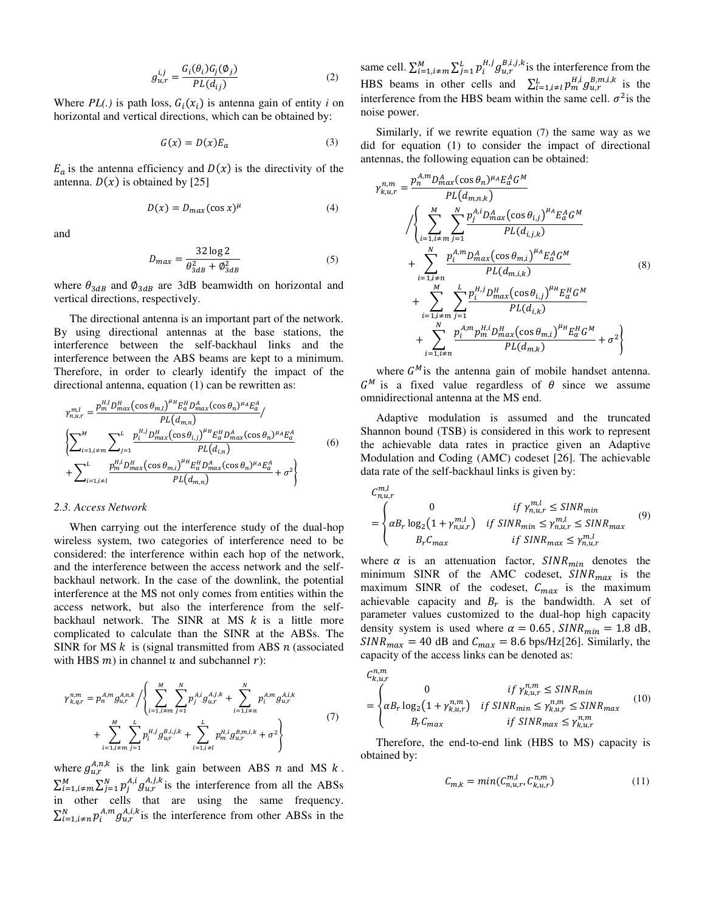$$g_{u,r}^{i,j} = \frac{G_i(\theta_i)G_j(\emptyset_j)}{PL(d_{ij})} \tag{2}$$

Where $PL(.)$ is path loss, $G_i(x_i)$ is antenna gain of entity $i$ on horizontal and vertical directions, which can be obtained by:

$$G(x) = D(x)E_a \tag{3}$$

$E_a$ is the antenna efficiency and $D(x)$ is the directivity of the antenna. $D(x)$ is obtained by [25]

$$D(x) = D_{max}(\cos x)^{\mu} \tag{4}$$

and

$$D_{max} = \frac{32\log 2}{\theta_{3dB}^2 + \emptyset_{3dB}^2} \tag{5}$$

where $\theta_{3dB}$ and $\emptyset_{3dB}$ are 3dB beamwidth on horizontal and vertical directions, respectively.

The directional antenna is an important part of the network. By using directional antennas at the base stations, the interference between the self-backhaul links and the interference between the ABS beams are kept to a minimum. Therefore, in order to clearly identify the impact of the directional antenna, equation (1) can be rewritten as:

$$\gamma_{n,u,r}^{m,l} = \frac{p_m^{H,l} D_{max}^H \left(\cos\theta_{m,l}\right)^{\mu_H} E_a^H D_{max}^A (\cos\theta_n)^{\mu_A} E_a^A}{PL\left(d_{m,n}\right)} \Bigg/ \left\{ \sum_{i=1, i\neq m}^{M} \sum_{j=1}^{L} \frac{p_i^{H,j} D_{max}^H \left(\cos\theta_{i,j}\right)^{\mu_H} E_a^H D_{max}^A (\cos\theta_n)^{\mu_A} E_a^A}{PL\left(d_{i,n}\right)} + \sum_{i=1, i\neq l}^{L} \frac{p_m^{H,i} D_{max}^H \left(\cos\theta_{m,i}\right)^{\mu_H} E_a^H D_{max}^A (\cos\theta_n)^{\mu_A} E_a^A}{PL\left(d_{m,n}\right)} + \sigma^2 \right\} \tag{6}$$

### 2.3. Access Network

When carrying out the interference study of the dual-hop wireless system, two categories of interference need to be considered: the interference within each hop of the network, and the interference between the access network and the self-backhaul network. In the case of the downlink, the potential interference at the MS not only comes from entities within the access network, but also the interference from the self-backhaul network. The SINR at MS $k$ is a little more complicated to calculate than the SINR at the ABSs. The SINR for MS $k$ is (signal transmitted from ABS $n$ (associated with HBS $m$) in channel $u$ and subchannel $r$):

$$\gamma_{k,q,r}^{n,m} = p_n^{A,m} g_{u,r}^{A,n,k} \Bigg/ \left\{ \sum_{i=1, i\neq m}^{M} \sum_{j=1}^{N} p_j^{A,i} g_{u,r}^{A,j,k} + \sum_{i=1, i\neq n}^{N} p_i^{A,m} g_{u,r}^{A,i,k} + \sum_{i=1, i\neq m}^{M} \sum_{j=1}^{L} p_i^{H,j} g_{u,r}^{B,i,j,k} + \sum_{i=1, i\neq l}^{L} p_m^{H,i} g_{u,r}^{B,m,i,k} + \sigma^2 \right\} \tag{7}$$

where $g_{u,r}^{A,n,k}$ is the link gain between ABS $n$ and MS $k$. $\sum_{i=1,i\neq m}^{M}\sum_{j=1}^{N} p_j^{A,i} g_{u,r}^{A,j,k}$ is the interference from all the ABSs in other cells that are using the same frequency. $\sum_{i=1,i\neq n}^{N} p_i^{A,m} g_{u,r}^{A,i,k}$ is the interference from other ABSs in the same cell. $\sum_{i=1,i\neq m}^{M}\sum_{j=1}^{L} p_i^{H,j} g_{u,r}^{B,i,j,k}$ is the interference from the HBS beams in other cells and $\sum_{i=1,i\neq l}^{L} p_m^{H,i} g_{u,r}^{B,m,i,k}$ is the interference from the HBS beam within the same cell. $\sigma^2$ is the noise power.

Similarly, if we rewrite equation (7) the same way as we did for equation (1) to consider the impact of directional antennas, the following equation can be obtained:

$$\gamma_{k,u,r}^{n,m} = \frac{p_n^{A,m} D_{max}^A (\cos\theta_n)^{\mu_A} E_a^A G^M}{PL\left(d_{m,n,k}\right)} \Bigg/ \left\{ \sum_{i=1, i\neq m}^{M} \sum_{j=1}^{N} \frac{p_j^{A,i} D_{max}^A \left(\cos\theta_{i,j}\right)^{\mu_A} E_a^A G^M}{PL(d_{i,j,k})} + \sum_{i=1, i\neq n}^{N} \frac{p_i^{A,m} D_{max}^A \left(\cos\theta_{m,i}\right)^{\mu_A} E_a^A G^M}{PL(d_{m,i,k})} + \sum_{i=1, i\neq m}^{M} \sum_{j=1}^{L} \frac{p_i^{H,j} D_{max}^H \left(\cos\theta_{i,j}\right)^{\mu_H} E_a^H G^M}{PL(d_{i,k})} + \sum_{i=1, i\neq n}^{N} \frac{p_i^{A,m} p_m^{H,i} D_{max}^H \left(\cos\theta_{m,i}\right)^{\mu_H} E_a^H G^M}{PL(d_{m,k})} + \sigma^2 \right\} \tag{8}$$

where $G^M$ is the antenna gain of mobile handset antenna. $G^M$ is a fixed value regardless of $\theta$ since we assume omnidirectional antenna at the MS end.

Adaptive modulation is assumed and the truncated Shannon bound (TSB) is considered in this work to represent the achievable data rates in practice given an Adaptive Modulation and Coding (AMC) codeset [26]. The achievable data rate of the self-backhaul links is given by:

$$C_{n,u,r}^{m,l} = \begin{cases} 0 & if\ \gamma_{n,u,r}^{m,l} \leq SINR_{min} \\ \alpha B_r \log_2\left(1+\gamma_{n,u,r}^{m,l}\right) & if\ SINR_{min} \leq \gamma_{n,u,r}^{m,l} \leq SINR_{max} \\ B_r C_{max} & if\ SINR_{max} \leq \gamma_{n,u,r}^{m,l} \end{cases} \tag{9}$$

where $\alpha$ is an attenuation factor, $SINR_{min}$ denotes the minimum SINR of the AMC codeset, $SINR_{max}$ is the maximum SINR of the codeset, $C_{max}$ is the maximum achievable capacity and $B_r$ is the bandwidth. A set of parameter values customized to the dual-hop high capacity density system is used where $\alpha = 0.65$, $SINR_{min} = 1.8$ dB, $SINR_{max} = 40$ dB and $C_{max} = 8.6$ bps/Hz[26]. Similarly, the capacity of the access links can be denoted as:

$$C_{k,u,r}^{n,m} = \begin{cases} 0 & if\ \gamma_{k,u,r}^{n,m} \leq SINR_{min} \\ \alpha B_r \log_2\left(1+\gamma_{k,u,r}^{n,m}\right) & if\ SINR_{min} \leq \gamma_{k,u,r}^{n,m} \leq SINR_{max} \\ B_r C_{max} & if\ SINR_{max} \leq \gamma_{k,u,r}^{n,m} \end{cases} \tag{10}$$

Therefore, the end-to-end link (HBS to MS) capacity is obtained by:

$$C_{m,k} = min(C_{n,u,r}^{m,l}, C_{k,u,r}^{n,m}) \tag{11}$$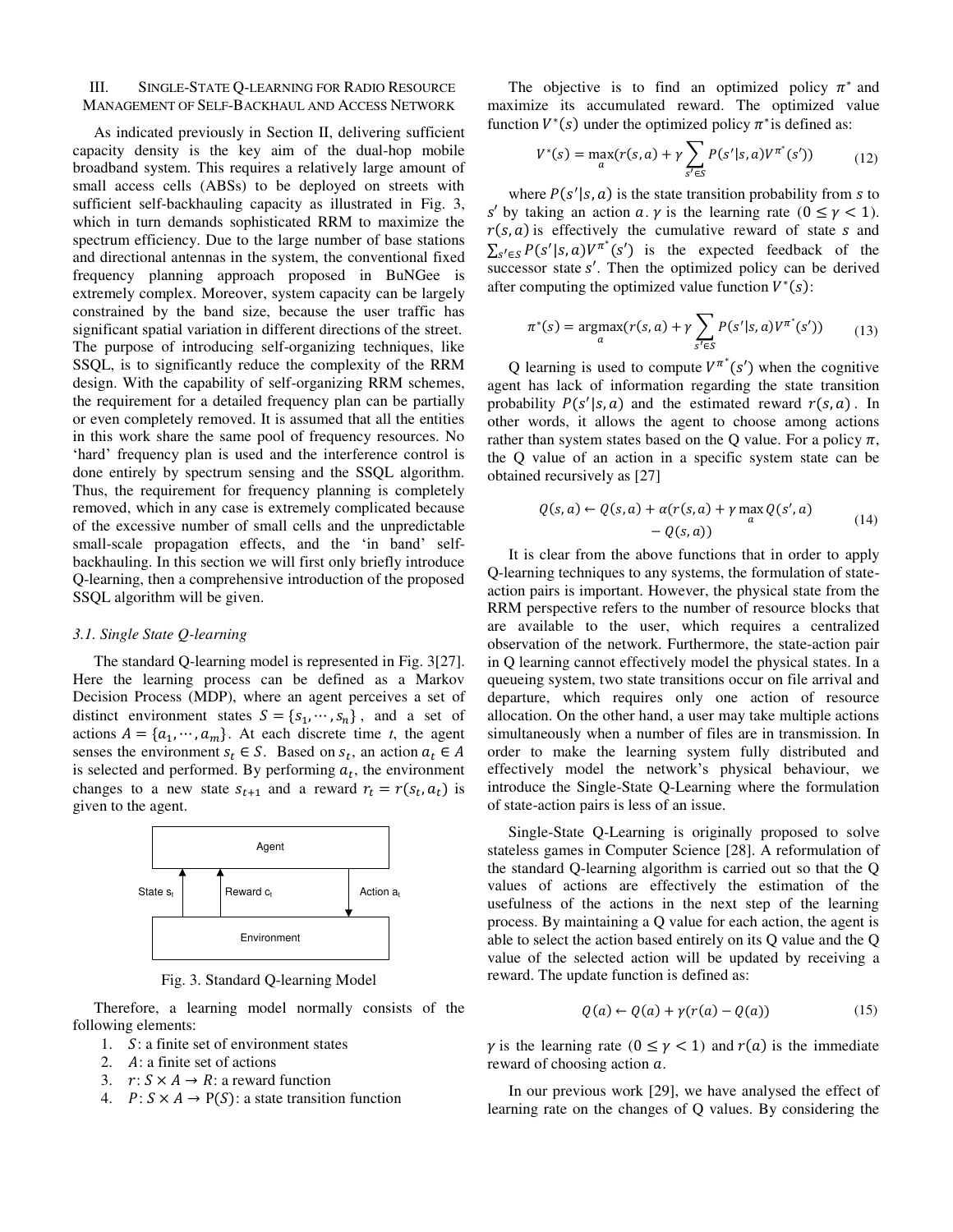### III. Single-State Q-learning for Radio Resource Management of Self-Backhaul and Access Network

As indicated previously in Section II, delivering sufficient capacity density is the key aim of the dual-hop mobile broadband system. This requires a relatively large amount of small access cells (ABSs) to be deployed on streets with sufficient self-backhauling capacity as illustrated in Fig. 3, which in turn demands sophisticated RRM to maximize the spectrum efficiency. Due to the large number of base stations and directional antennas in the system, the conventional fixed frequency planning approach proposed in BuNGee is extremely complex. Moreover, system capacity can be largely constrained by the band size, because the user traffic has significant spatial variation in different directions of the street. The purpose of introducing self-organizing techniques, like SSQL, is to significantly reduce the complexity of the RRM design. With the capability of self-organizing RRM schemes, the requirement for a detailed frequency plan can be partially or even completely removed. It is assumed that all the entities in this work share the same pool of frequency resources. No 'hard' frequency plan is used and the interference control is done entirely by spectrum sensing and the SSQL algorithm. Thus, the requirement for frequency planning is completely removed, which in any case is extremely complicated because of the excessive number of small cells and the unpredictable small-scale propagation effects, and the 'in band' self-backhauling. In this section we will first only briefly introduce Q-learning, then a comprehensive introduction of the proposed SSQL algorithm will be given.

#### *3.1. Single State Q-learning*

The standard Q-learning model is represented in Fig. 3[27]. Here the learning process can be defined as a Markov Decision Process (MDP), where an agent perceives a set of distinct environment states $S = \{s_1, \cdots, s_n\}$, and a set of actions $A = \{a_1, \cdots, a_m\}$. At each discrete time *t*, the agent senses the environment $s_t \in S$. Based on $s_t$, an action $a_t \in A$ is selected and performed. By performing $a_t$, the environment changes to a new state $s_{t+1}$ and a reward $r_t = r(s_t, a_t)$ is given to the agent.

| Agent | | |
|---|---|---|
| State $s_t$ ↑ | Reward $c_t$ ↑ | Action $a_t$ ↓ |
| Environment | | |

Fig. 3. Standard Q-learning Model

Therefore, a learning model normally consists of the following elements:

1. $S$: a finite set of environment states
2. $A$: a finite set of actions
3. $r: S \times A \rightarrow R$: a reward function
4. $P: S \times A \rightarrow \mathrm{P}(S)$: a state transition function

The objective is to find an optimized policy $\pi^*$ and maximize its accumulated reward. The optimized value function $V^*(s)$ under the optimized policy $\pi^*$ is defined as:

$$V^*(s) = \max_a(r(s,a) + \gamma \sum_{s' \in S} P(s'|s,a) V^{\pi^*}(s')) \qquad (12)$$

where $P(s'|s,a)$ is the state transition probability from $s$ to $s'$ by taking an action $a$. $\gamma$ is the learning rate ($0 \leq \gamma < 1$). $r(s,a)$ is effectively the cumulative reward of state $s$ and $\sum_{s' \in S} P(s'|s,a) V^{\pi^*}(s')$ is the expected feedback of the successor state $s'$. Then the optimized policy can be derived after computing the optimized value function $V^*(s)$:

$$\pi^*(s) = \operatorname*{argmax}_a(r(s,a) + \gamma \sum_{s' \in S} P(s'|s,a) V^{\pi^*}(s')) \qquad (13)$$

Q learning is used to compute $V^{\pi^*}(s')$ when the cognitive agent has lack of information regarding the state transition probability $P(s'|s,a)$ and the estimated reward $r(s,a)$. In other words, it allows the agent to choose among actions rather than system states based on the Q value. For a policy $\pi$, the Q value of an action in a specific system state can be obtained recursively as [27]

$$Q(s,a) \leftarrow Q(s,a) + \alpha(r(s,a) + \gamma \max_a Q(s',a) - Q(s,a)) \qquad (14)$$

It is clear from the above functions that in order to apply Q-learning techniques to any systems, the formulation of state-action pairs is important. However, the physical state from the RRM perspective refers to the number of resource blocks that are available to the user, which requires a centralized observation of the network. Furthermore, the state-action pair in Q learning cannot effectively model the physical states. In a queueing system, two state transitions occur on file arrival and departure, which requires only one action of resource allocation. On the other hand, a user may take multiple actions simultaneously when a number of files are in transmission. In order to make the learning system fully distributed and effectively model the network's physical behaviour, we introduce the Single-State Q-Learning where the formulation of state-action pairs is less of an issue.

Single-State Q-Learning is originally proposed to solve stateless games in Computer Science [28]. A reformulation of the standard Q-learning algorithm is carried out so that the Q values of actions are effectively the estimation of the usefulness of the actions in the next step of the learning process. By maintaining a Q value for each action, the agent is able to select the action based entirely on its Q value and the Q value of the selected action will be updated by receiving a reward. The update function is defined as:

$$Q(a) \leftarrow Q(a) + \gamma(r(a) - Q(a)) \qquad (15)$$

$\gamma$ is the learning rate ($0 \leq \gamma < 1$) and $r(a)$ is the immediate reward of choosing action $a$.

In our previous work [29], we have analysed the effect of learning rate on the changes of Q values. By considering the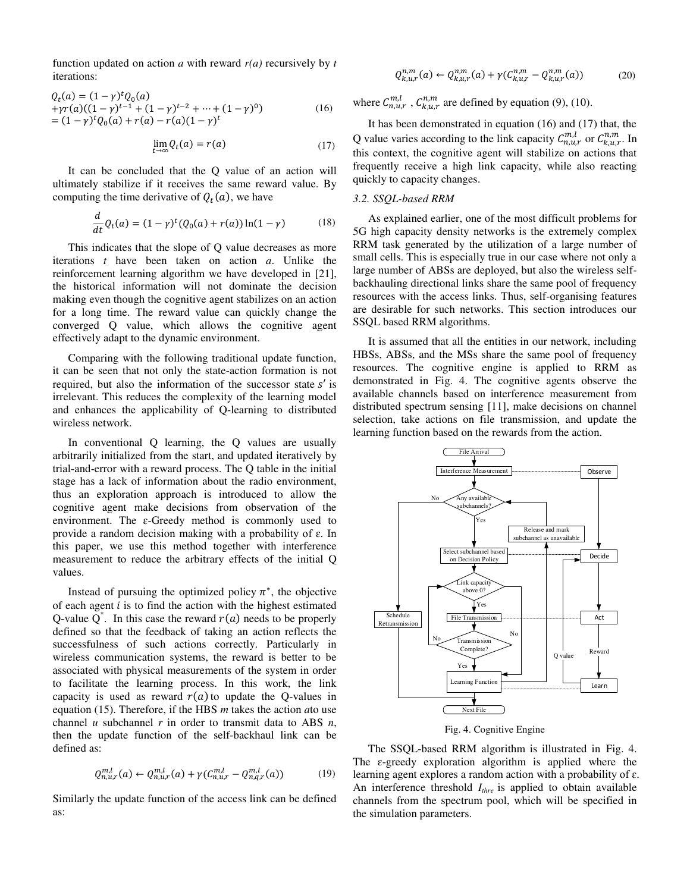function updated on action *a* with reward *r(a)* recursively by *t* iterations:

$$
\begin{aligned}
&Q_t(a) = (1-\gamma)^t Q_0(a) \\
&+\gamma r(a)((1-\gamma)^{t-1} + (1-\gamma)^{t-2} + \cdots + (1-\gamma)^0) \\
&= (1-\gamma)^t Q_0(a) + r(a) - r(a)(1-\gamma)^t
\end{aligned} \tag{16}
$$

$$
\lim_{t\to\infty} Q_t(a) = r(a) \tag{17}
$$

It can be concluded that the Q value of an action will ultimately stabilize if it receives the same reward value. By computing the time derivative of $Q_t(a)$, we have

$$
\frac{d}{dt}Q_t(a) = (1-\gamma)^t (Q_0(a) + r(a)) \ln(1-\gamma) \tag{18}
$$

This indicates that the slope of Q value decreases as more iterations *t* have been taken on action *a*. Unlike the reinforcement learning algorithm we have developed in [21], the historical information will not dominate the decision making even though the cognitive agent stabilizes on an action for a long time. The reward value can quickly change the converged Q value, which allows the cognitive agent effectively adapt to the dynamic environment.

Comparing with the following traditional update function, it can be seen that not only the state-action formation is not required, but also the information of the successor state $s'$ is irrelevant. This reduces the complexity of the learning model and enhances the applicability of Q-learning to distributed wireless network.

In conventional Q learning, the Q values are usually arbitrarily initialized from the start, and updated iteratively by trial-and-error with a reward process. The Q table in the initial stage has a lack of information about the radio environment, thus an exploration approach is introduced to allow the cognitive agent make decisions from observation of the environment. The ε-Greedy method is commonly used to provide a random decision making with a probability of ε. In this paper, we use this method together with interference measurement to reduce the arbitrary effects of the initial Q values.

Instead of pursuing the optimized policy $\pi^*$, the objective of each agent $i$ is to find the action with the highest estimated Q-value $Q^*$. In this case the reward $r(a)$ needs to be properly defined so that the feedback of taking an action reflects the successfulness of such actions correctly. Particularly in wireless communication systems, the reward is better to be associated with physical measurements of the system in order to facilitate the learning process. In this work, the link capacity is used as reward $r(a)$ to update the Q-values in equation (15). Therefore, if the HBS *m* takes the action *a*to use channel *u* subchannel *r* in order to transmit data to ABS *n*, then the update function of the self-backhaul link can be defined as:

$$
Q_{n,u,r}^{m,l}(a) \leftarrow Q_{n,u,r}^{m,l}(a) + \gamma(C_{n,u,r}^{m,l} - Q_{n,q,r}^{m,l}(a)) \tag{19}
$$

Similarly the update function of the access link can be defined as:

$$
Q_{k,u,r}^{n,m}(a) \leftarrow Q_{k,u,r}^{n,m}(a) + \gamma(C_{k,u,r}^{n,m} - Q_{k,u,r}^{n,m}(a)) \tag{20}
$$

where $C_{n,u,r}^{m,l}$ , $C_{k,u,r}^{n,m}$ are defined by equation (9), (10).

It has been demonstrated in equation (16) and (17) that, the Q value varies according to the link capacity $C_{n,u,r}^{m,l}$ or $C_{k,u,r}^{n,m}$. In this context, the cognitive agent will stabilize on actions that frequently receive a high link capacity, while also reacting quickly to capacity changes.

### 3.2. SSQL-based RRM

As explained earlier, one of the most difficult problems for 5G high capacity density networks is the extremely complex RRM task generated by the utilization of a large number of small cells. This is especially true in our case where not only a large number of ABSs are deployed, but also the wireless self-backhauling directional links share the same pool of frequency resources with the access links. Thus, self-organising features are desirable for such networks. This section introduces our SSQL based RRM algorithms.

It is assumed that all the entities in our network, including HBSs, ABSs, and the MSs share the same pool of frequency resources. The cognitive engine is applied to RRM as demonstrated in Fig. 4. The cognitive agents observe the available channels based on interference measurement from distributed spectrum sensing [11], make decisions on channel selection, take actions on file transmission, and update the learning function based on the rewards from the action.

Fig. 4. Cognitive Engine

The SSQL-based RRM algorithm is illustrated in Fig. 4. The ε-greedy exploration algorithm is applied where the learning agent explores a random action with a probability of ε. An interference threshold $I_{thre}$ is applied to obtain available channels from the spectrum pool, which will be specified in the simulation parameters.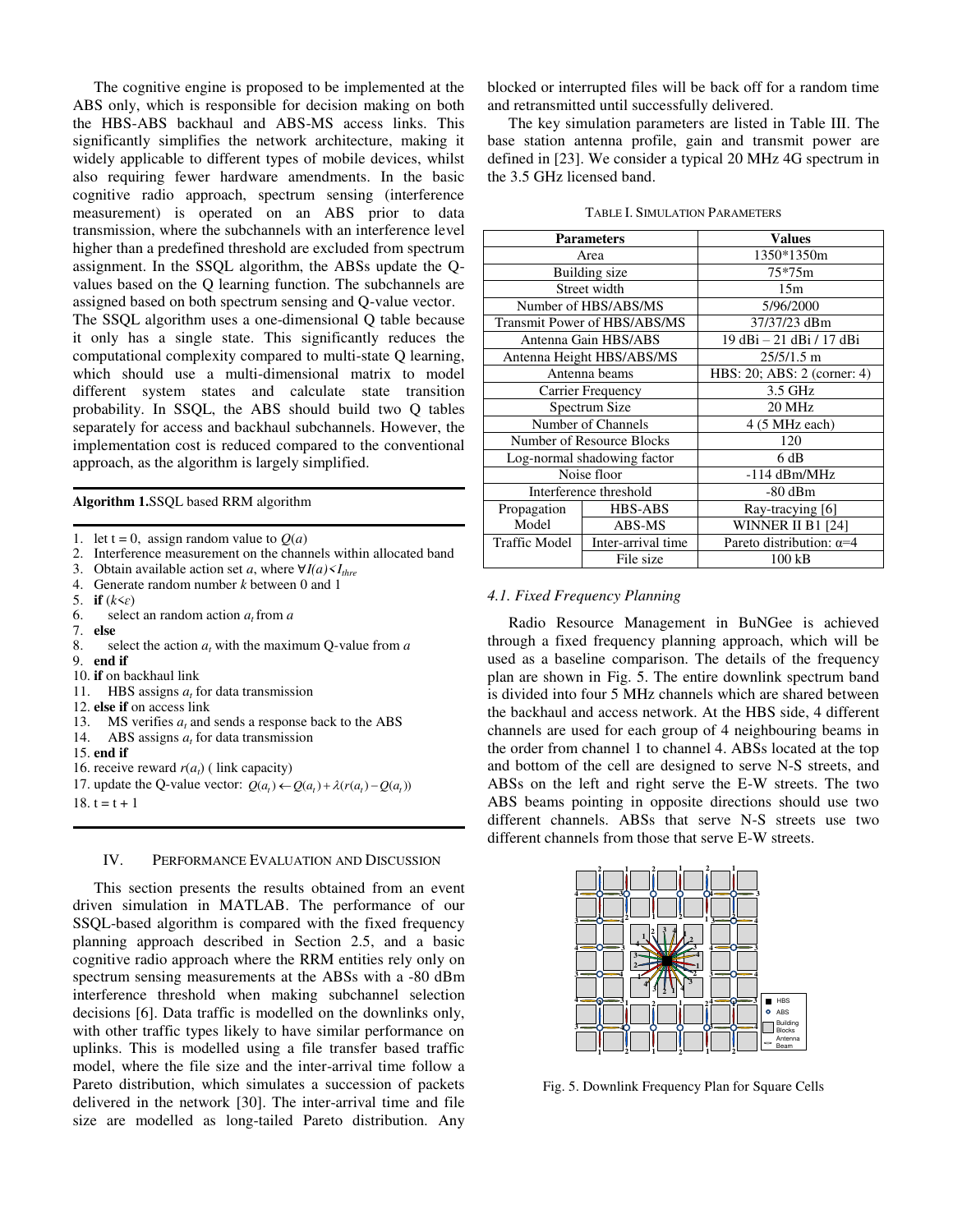The cognitive engine is proposed to be implemented at the ABS only, which is responsible for decision making on both the HBS-ABS backhaul and ABS-MS access links. This significantly simplifies the network architecture, making it widely applicable to different types of mobile devices, whilst also requiring fewer hardware amendments. In the basic cognitive radio approach, spectrum sensing (interference measurement) is operated on an ABS prior to data transmission, where the subchannels with an interference level higher than a predefined threshold are excluded from spectrum assignment. In the SSQL algorithm, the ABSs update the Q-values based on the Q learning function. The subchannels are assigned based on both spectrum sensing and Q-value vector.

The SSQL algorithm uses a one-dimensional Q table because it only has a single state. This significantly reduces the computational complexity compared to multi-state Q learning, which should use a multi-dimensional matrix to model different system states and calculate state transition probability. In SSQL, the ABS should build two Q tables separately for access and backhaul subchannels. However, the implementation cost is reduced compared to the conventional approach, as the algorithm is largely simplified.

**Algorithm 1.** SSQL based RRM algorithm

1. let t = 0, assign random value to $Q(a)$
2. Interference measurement on the channels within allocated band
3. Obtain available action set $a$, where $\forall I(a) < I_{thre}$
4. Generate random number $k$ between 0 and 1
5. **if** ($k<\varepsilon$)
6. select an random action $a_t$ from $a$
7. **else**
8. select the action $a_t$ with the maximum Q-value from $a$
9. **end if**
10. **if** on backhaul link
11. HBS assigns $a_t$ for data transmission
12. **else if** on access link
13. MS verifies $a_t$ and sends a response back to the ABS
14. ABS assigns $a_t$ for data transmission
15. **end if**
16. receive reward $r(a_t)$ ( link capacity)
17. update the Q-value vector: $Q(a_t) \leftarrow Q(a_t) + \lambda(r(a_t) - Q(a_t))$
18. t = t + 1

## IV. Performance Evaluation and Discussion

This section presents the results obtained from an event driven simulation in MATLAB. The performance of our SSQL-based algorithm is compared with the fixed frequency planning approach described in Section 2.5, and a basic cognitive radio approach where the RRM entities rely only on spectrum sensing measurements at the ABSs with a -80 dBm interference threshold when making subchannel selection decisions [6]. Data traffic is modelled on the downlinks only, with other traffic types likely to have similar performance on uplinks. This is modelled using a file transfer based traffic model, where the file size and the inter-arrival time follow a Pareto distribution, which simulates a succession of packets delivered in the network [30]. The inter-arrival time and file size are modelled as long-tailed Pareto distribution. Any blocked or interrupted files will be back off for a random time and retransmitted until successfully delivered.

The key simulation parameters are listed in Table III. The base station antenna profile, gain and transmit power are defined in [23]. We consider a typical 20 MHz 4G spectrum in the 3.5 GHz licensed band.

TABLE I. Simulation Parameters

| Parameters | | Values |
|---|---|---|
| Area | | 1350*1350m |
| Building size | | 75*75m |
| Street width | | 15m |
| Number of HBS/ABS/MS | | 5/96/2000 |
| Transmit Power of HBS/ABS/MS | | 37/37/23 dBm |
| Antenna Gain HBS/ABS | | 19 dBi – 21 dBi / 17 dBi |
| Antenna Height HBS/ABS/MS | | 25/5/1.5 m |
| Antenna beams | | HBS: 20; ABS: 2 (corner: 4) |
| Carrier Frequency | | 3.5 GHz |
| Spectrum Size | | 20 MHz |
| Number of Channels | | 4 (5 MHz each) |
| Number of Resource Blocks | | 120 |
| Log-normal shadowing factor | | 6 dB |
| Noise floor | | -114 dBm/MHz |
| Interference threshold | | -80 dBm |
| Propagation Model | HBS-ABS | Ray-tracing [6] |
| | ABS-MS | WINNER II B1 [24] |
| Traffic Model | Inter-arrival time | Pareto distribution: $\alpha$=4 |
| | File size | 100 kB |

### 4.1. Fixed Frequency Planning

Radio Resource Management in BuNGee is achieved through a fixed frequency planning approach, which will be used as a baseline comparison. The details of the frequency plan are shown in Fig. 5. The entire downlink spectrum band is divided into four 5 MHz channels which are shared between the backhaul and access network. At the HBS side, 4 different channels are used for each group of 4 neighbouring beams in the order from channel 1 to channel 4. ABSs located at the top and bottom of the cell are designed to serve N-S streets, and ABSs on the left and right serve the E-W streets. The two ABS beams pointing in opposite directions should use two different channels. ABSs that serve N-S streets use two different channels from those that serve E-W streets.

Fig. 5. Downlink Frequency Plan for Square Cells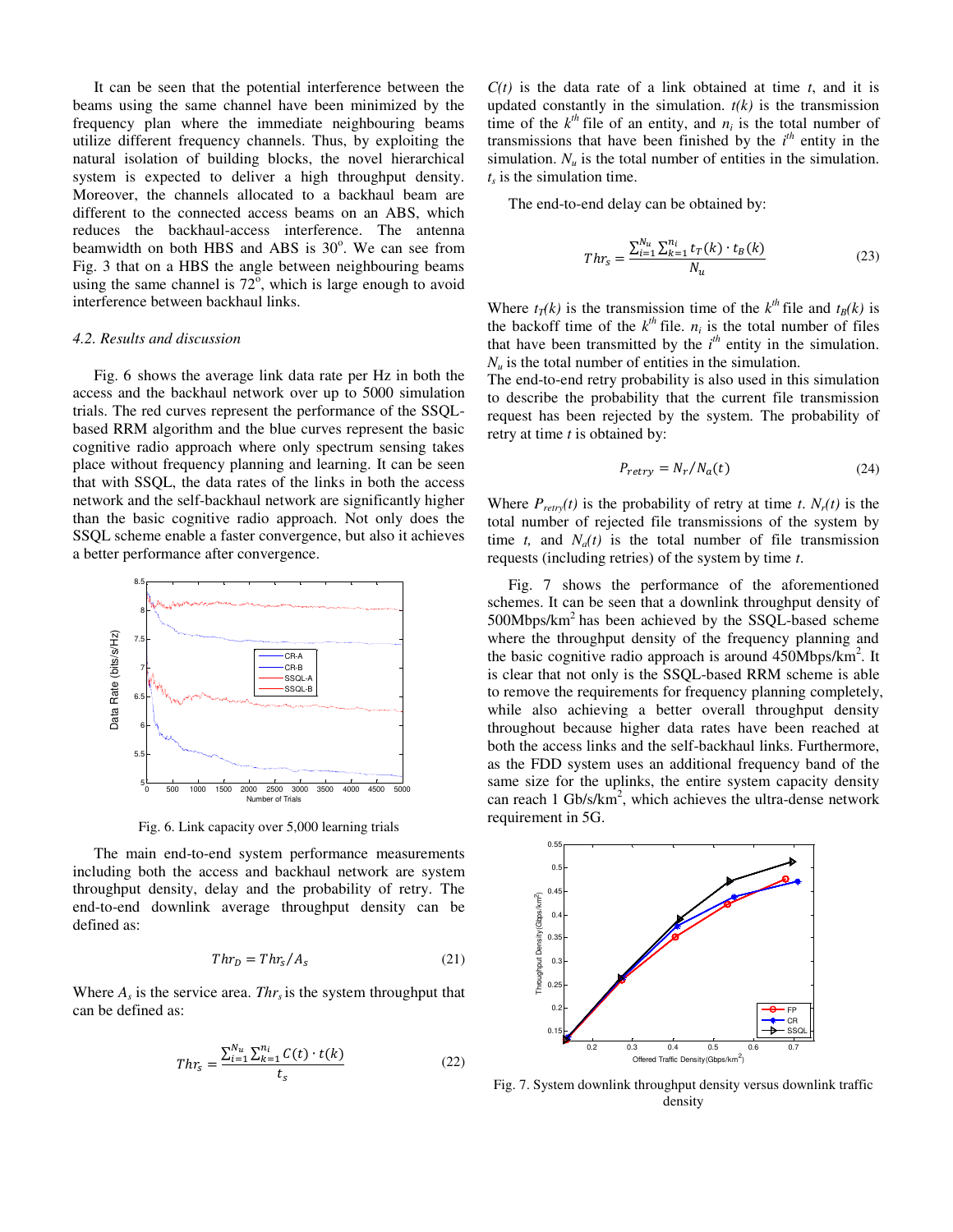It can be seen that the potential interference between the beams using the same channel have been minimized by the frequency plan where the immediate neighbouring beams utilize different frequency channels. Thus, by exploiting the natural isolation of building blocks, the novel hierarchical system is expected to deliver a high throughput density. Moreover, the channels allocated to a backhaul beam are different to the connected access beams on an ABS, which reduces the backhaul-access interference. The antenna beamwidth on both HBS and ABS is 30°. We can see from Fig. 3 that on a HBS the angle between neighbouring beams using the same channel is 72°, which is large enough to avoid interference between backhaul links.

### 4.2. Results and discussion

Fig. 6 shows the average link data rate per Hz in both the access and the backhaul network over up to 5000 simulation trials. The red curves represent the performance of the SSQL-based RRM algorithm and the blue curves represent the basic cognitive radio approach where only spectrum sensing takes place without frequency planning and learning. It can be seen that with SSQL, the data rates of the links in both the access network and the self-backhaul network are significantly higher than the basic cognitive radio approach. Not only does the SSQL scheme enable a faster convergence, but also it achieves a better performance after convergence.

Fig. 6. Link capacity over 5,000 learning trials

The main end-to-end system performance measurements including both the access and backhaul network are system throughput density, delay and the probability of retry. The end-to-end downlink average throughput density can be defined as:

$$Thr_D = Thr_s / A_s \tag{21}$$

Where $A_s$ is the service area. $Thr_s$ is the system throughput that can be defined as:

$$Thr_s = \frac{\sum_{i=1}^{N_u} \sum_{k=1}^{n_i} C(t) \cdot t(k)}{t_s} \tag{22}$$

$C(t)$ is the data rate of a link obtained at time $t$, and it is updated constantly in the simulation. $t(k)$ is the transmission time of the $k^{th}$ file of an entity, and $n_i$ is the total number of transmissions that have been finished by the $i^{th}$ entity in the simulation. $N_u$ is the total number of entities in the simulation. $t_s$ is the simulation time.

The end-to-end delay can be obtained by:

$$Thr_s = \frac{\sum_{i=1}^{N_u} \sum_{k=1}^{n_i} t_T(k) \cdot t_B(k)}{N_u} \tag{23}$$

Where $t_T(k)$ is the transmission time of the $k^{th}$ file and $t_B(k)$ is the backoff time of the $k^{th}$ file. $n_i$ is the total number of files that have been transmitted by the $i^{th}$ entity in the simulation. $N_u$ is the total number of entities in the simulation.

The end-to-end retry probability is also used in this simulation to describe the probability that the current file transmission request has been rejected by the system. The probability of retry at time $t$ is obtained by:

$$P_{retry} = N_r / N_a(t) \tag{24}$$

Where $P_{retry}(t)$ is the probability of retry at time $t$. $N_r(t)$ is the total number of rejected file transmissions of the system by time $t$, and $N_a(t)$ is the total number of file transmission requests (including retries) of the system by time $t$.

Fig. 7 shows the performance of the aforementioned schemes. It can be seen that a downlink throughput density of 500Mbps/km$^2$ has been achieved by the SSQL-based scheme where the throughput density of the frequency planning and the basic cognitive radio approach is around 450Mbps/km$^2$. It is clear that not only is the SSQL-based RRM scheme is able to remove the requirements for frequency planning completely, while also achieving a better overall throughput density throughout because higher data rates have been reached at both the access links and the self-backhaul links. Furthermore, as the FDD system uses an additional frequency band of the same size for the uplinks, the entire system capacity density can reach 1 Gb/s/km$^2$, which achieves the ultra-dense network requirement in 5G.

Fig. 7. System downlink throughput density versus downlink traffic density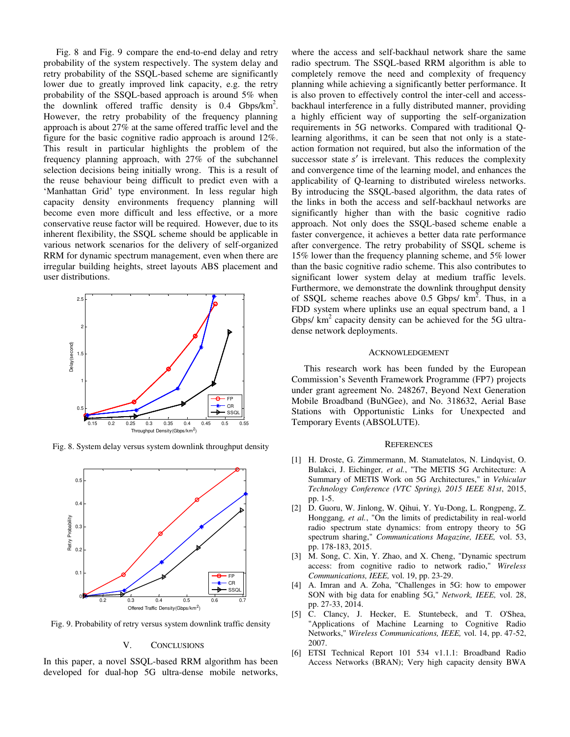Fig. 8 and Fig. 9 compare the end-to-end delay and retry probability of the system respectively. The system delay and retry probability of the SSQL-based scheme are significantly lower due to greatly improved link capacity, e.g. the retry probability of the SSQL-based approach is around 5% when the downlink offered traffic density is 0.4 Gbps/km$^2$. However, the retry probability of the frequency planning approach is about 27% at the same offered traffic level and the figure for the basic cognitive radio approach is around 12%. This result in particular highlights the problem of the frequency planning approach, with 27% of the subchannel selection decisions being initially wrong. This is a result of the reuse behaviour being difficult to predict even with a 'Manhattan Grid' type environment. In less regular high capacity density environments frequency planning will become even more difficult and less effective, or a more conservative reuse factor will be required. However, due to its inherent flexibility, the SSQL scheme should be applicable in various network scenarios for the delivery of self-organized RRM for dynamic spectrum management, even when there are irregular building heights, street layouts ABS placement and user distributions.

Fig. 8. System delay versus system downlink throughput density

Fig. 9. Probability of retry versus system downlink traffic density

## V. Conclusions

In this paper, a novel SSQL-based RRM algorithm has been developed for dual-hop 5G ultra-dense mobile networks, where the access and self-backhaul network share the same radio spectrum. The SSQL-based RRM algorithm is able to completely remove the need and complexity of frequency planning while achieving a significantly better performance. It is also proven to effectively control the inter-cell and access-backhaul interference in a fully distributed manner, providing a highly efficient way of supporting the self-organization requirements in 5G networks. Compared with traditional Q-learning algorithms, it can be seen that not only is a state-action formation not required, but also the information of the successor state $s'$ is irrelevant. This reduces the complexity and convergence time of the learning model, and enhances the applicability of Q-learning to distributed wireless networks. By introducing the SSQL-based algorithm, the data rates of the links in both the access and self-backhaul networks are significantly higher than with the basic cognitive radio approach. Not only does the SSQL-based scheme enable a faster convergence, it achieves a better data rate performance after convergence. The retry probability of SSQL scheme is 15% lower than the frequency planning scheme, and 5% lower than the basic cognitive radio scheme. This also contributes to significant lower system delay at medium traffic levels. Furthermore, we demonstrate the downlink throughput density of SSQL scheme reaches above 0.5 Gbps/ km$^2$. Thus, in a FDD system where uplinks use an equal spectrum band, a 1 Gbps/ km$^2$ capacity density can be achieved for the 5G ultra-dense network deployments.

## Acknowledgement

This research work has been funded by the European Commission's Seventh Framework Programme (FP7) projects under grant agreement No. 248267, Beyond Next Generation Mobile Broadband (BuNGee), and No. 318632, Aerial Base Stations with Opportunistic Links for Unexpected and Temporary Events (ABSOLUTE).

## References

[1] H. Droste, G. Zimmermann, M. Stamatelatos, N. Lindqvist, O. Bulakci, J. Eichinger, *et al.*, "The METIS 5G Architecture: A Summary of METIS Work on 5G Architectures," in *Vehicular Technology Conference (VTC Spring), 2015 IEEE 81st*, 2015, pp. 1-5.

[2] D. Guoru, W. Jinlong, W. Qihui, Y. Yu-Dong, L. Rongpeng, Z. Honggang, *et al.*, "On the limits of predictability in real-world radio spectrum state dynamics: from entropy theory to 5G spectrum sharing," *Communications Magazine, IEEE,* vol. 53, pp. 178-183, 2015.

[3] M. Song, C. Xin, Y. Zhao, and X. Cheng, "Dynamic spectrum access: from cognitive radio to network radio," *Wireless Communications, IEEE,* vol. 19, pp. 23-29.

[4] A. Imran and A. Zoha, "Challenges in 5G: how to empower SON with big data for enabling 5G," *Network, IEEE,* vol. 28, pp. 27-33, 2014.

[5] C. Clancy, J. Hecker, E. Stuntebeck, and T. O'Shea, "Applications of Machine Learning to Cognitive Radio Networks," *Wireless Communications, IEEE,* vol. 14, pp. 47-52, 2007.

[6] ETSI Technical Report 101 534 v1.1.1: Broadband Radio Access Networks (BRAN); Very high capacity density BWA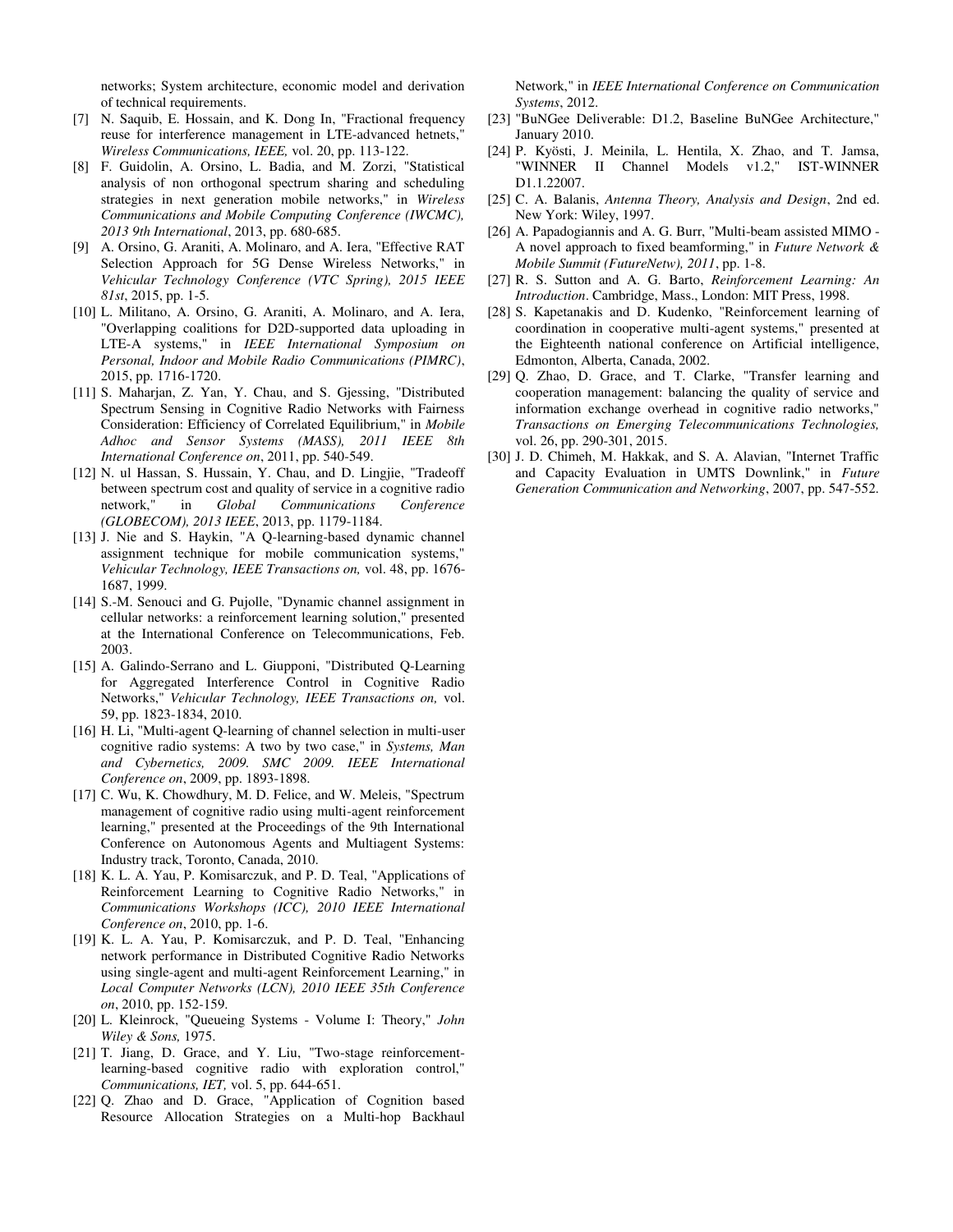networks; System architecture, economic model and derivation of technical requirements.

[7] N. Saquib, E. Hossain, and K. Dong In, "Fractional frequency reuse for interference management in LTE-advanced hetnets," *Wireless Communications, IEEE,* vol. 20, pp. 113-122.

[8] F. Guidolin, A. Orsino, L. Badia, and M. Zorzi, "Statistical analysis of non orthogonal spectrum sharing and scheduling strategies in next generation mobile networks," in *Wireless Communications and Mobile Computing Conference (IWCMC), 2013 9th International*, 2013, pp. 680-685.

[9] A. Orsino, G. Araniti, A. Molinaro, and A. Iera, "Effective RAT Selection Approach for 5G Dense Wireless Networks," in *Vehicular Technology Conference (VTC Spring), 2015 IEEE 81st*, 2015, pp. 1-5.

[10] L. Militano, A. Orsino, G. Araniti, A. Molinaro, and A. Iera, "Overlapping coalitions for D2D-supported data uploading in LTE-A systems," in *IEEE International Symposium on Personal, Indoor and Mobile Radio Communications (PIMRC)*, 2015, pp. 1716-1720.

[11] S. Maharjan, Z. Yan, Y. Chau, and S. Gjessing, "Distributed Spectrum Sensing in Cognitive Radio Networks with Fairness Consideration: Efficiency of Correlated Equilibrium," in *Mobile Adhoc and Sensor Systems (MASS), 2011 IEEE 8th International Conference on*, 2011, pp. 540-549.

[12] N. ul Hassan, S. Hussain, Y. Chau, and D. Lingjie, "Tradeoff between spectrum cost and quality of service in a cognitive radio network," in *Global Communications Conference (GLOBECOM), 2013 IEEE*, 2013, pp. 1179-1184.

[13] J. Nie and S. Haykin, "A Q-learning-based dynamic channel assignment technique for mobile communication systems," *Vehicular Technology, IEEE Transactions on,* vol. 48, pp. 1676-1687, 1999.

[14] S.-M. Senouci and G. Pujolle, "Dynamic channel assignment in cellular networks: a reinforcement learning solution," presented at the International Conference on Telecommunications, Feb. 2003.

[15] A. Galindo-Serrano and L. Giupponi, "Distributed Q-Learning for Aggregated Interference Control in Cognitive Radio Networks," *Vehicular Technology, IEEE Transactions on,* vol. 59, pp. 1823-1834, 2010.

[16] H. Li, "Multi-agent Q-learning of channel selection in multi-user cognitive radio systems: A two by two case," in *Systems, Man and Cybernetics, 2009. SMC 2009. IEEE International Conference on*, 2009, pp. 1893-1898.

[17] C. Wu, K. Chowdhury, M. D. Felice, and W. Meleis, "Spectrum management of cognitive radio using multi-agent reinforcement learning," presented at the Proceedings of the 9th International Conference on Autonomous Agents and Multiagent Systems: Industry track, Toronto, Canada, 2010.

[18] K. L. A. Yau, P. Komisarczuk, and P. D. Teal, "Applications of Reinforcement Learning to Cognitive Radio Networks," in *Communications Workshops (ICC), 2010 IEEE International Conference on*, 2010, pp. 1-6.

[19] K. L. A. Yau, P. Komisarczuk, and P. D. Teal, "Enhancing network performance in Distributed Cognitive Radio Networks using single-agent and multi-agent Reinforcement Learning," in *Local Computer Networks (LCN), 2010 IEEE 35th Conference on*, 2010, pp. 152-159.

[20] L. Kleinrock, "Queueing Systems - Volume I: Theory," *John Wiley & Sons,* 1975.

[21] T. Jiang, D. Grace, and Y. Liu, "Two-stage reinforcement-learning-based cognitive radio with exploration control," *Communications, IET,* vol. 5, pp. 644-651.

[22] Q. Zhao and D. Grace, "Application of Cognition based Resource Allocation Strategies on a Multi-hop Backhaul Network," in *IEEE International Conference on Communication Systems*, 2012.

[23] "BuNGee Deliverable: D1.2, Baseline BuNGee Architecture," January 2010.

[24] P. Kyösti, J. Meinila, L. Hentila, X. Zhao, and T. Jamsa, "WINNER II Channel Models v1.2," IST-WINNER D1.1.22007.

[25] C. A. Balanis, *Antenna Theory, Analysis and Design*, 2nd ed. New York: Wiley, 1997.

[26] A. Papadogiannis and A. G. Burr, "Multi-beam assisted MIMO - A novel approach to fixed beamforming," in *Future Network & Mobile Summit (FutureNetw), 2011*, pp. 1-8.

[27] R. S. Sutton and A. G. Barto, *Reinforcement Learning: An Introduction*. Cambridge, Mass., London: MIT Press, 1998.

[28] S. Kapetanakis and D. Kudenko, "Reinforcement learning of coordination in cooperative multi-agent systems," presented at the Eighteenth national conference on Artificial intelligence, Edmonton, Alberta, Canada, 2002.

[29] Q. Zhao, D. Grace, and T. Clarke, "Transfer learning and cooperation management: balancing the quality of service and information exchange overhead in cognitive radio networks," *Transactions on Emerging Telecommunications Technologies,* vol. 26, pp. 290-301, 2015.

[30] J. D. Chimeh, M. Hakkak, and S. A. Alavian, "Internet Traffic and Capacity Evaluation in UMTS Downlink," in *Future Generation Communication and Networking*, 2007, pp. 547-552.